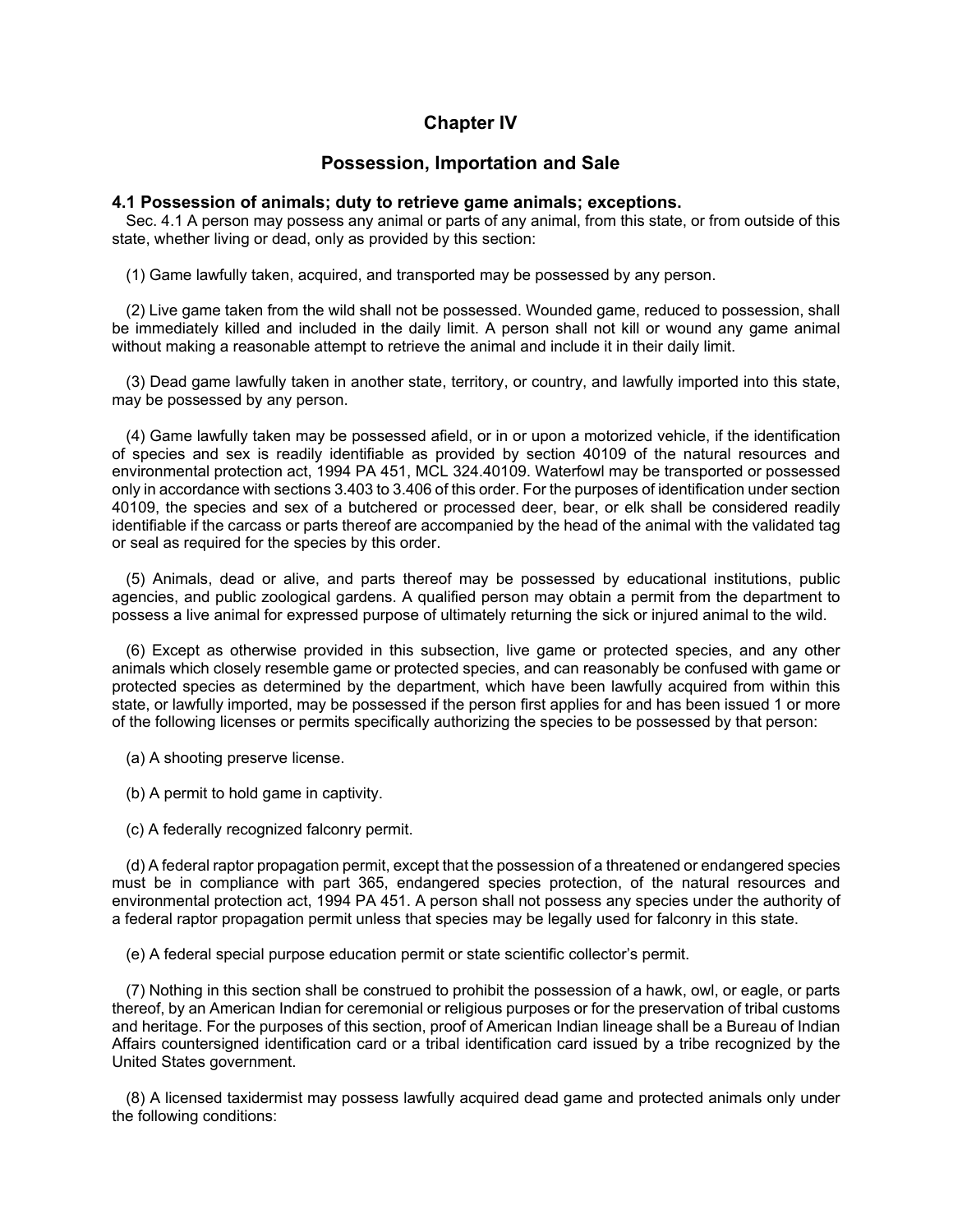# Chapter IV

## Possession, Importation and Sale

### 4.1 Possession of animals; duty to retrieve game animals; exceptions.

Sec. 4.1 A person may possess any animal or parts of any animal, from this state, or from outside of this state, whether living or dead, only as provided by this section:

(1) Game lawfully taken, acquired, and transported may be possessed by any person.

(2) Live game taken from the wild shall not be possessed. Wounded game, reduced to possession, shall be immediately killed and included in the daily limit. A person shall not kill or wound any game animal without making a reasonable attempt to retrieve the animal and include it in their daily limit.

(3) Dead game lawfully taken in another state, territory, or country, and lawfully imported into this state, may be possessed by any person.

(4) Game lawfully taken may be possessed afield, or in or upon a motorized vehicle, if the identification of species and sex is readily identifiable as provided by section 40109 of the natural resources and environmental protection act, 1994 PA 451, MCL 324.40109. Waterfowl may be transported or possessed only in accordance with sections 3.403 to 3.406 of this order. For the purposes of identification under section 40109, the species and sex of a butchered or processed deer, bear, or elk shall be considered readily identifiable if the carcass or parts thereof are accompanied by the head of the animal with the validated tag or seal as required for the species by this order.

(5) Animals, dead or alive, and parts thereof may be possessed by educational institutions, public agencies, and public zoological gardens. A qualified person may obtain a permit from the department to possess a live animal for expressed purpose of ultimately returning the sick or injured animal to the wild.

(6) Except as otherwise provided in this subsection, live game or protected species, and any other animals which closely resemble game or protected species, and can reasonably be confused with game or protected species as determined by the department, which have been lawfully acquired from within this state, or lawfully imported, may be possessed if the person first applies for and has been issued 1 or more of the following licenses or permits specifically authorizing the species to be possessed by that person:

(a) A shooting preserve license.

(b) A permit to hold game in captivity.

(c) A federally recognized falconry permit.

(d) A federal raptor propagation permit, except that the possession of a threatened or endangered species must be in compliance with part 365, endangered species protection, of the natural resources and environmental protection act, 1994 PA 451. A person shall not possess any species under the authority of a federal raptor propagation permit unless that species may be legally used for falconry in this state.

(e) A federal special purpose education permit or state scientific collector's permit.

(7) Nothing in this section shall be construed to prohibit the possession of a hawk, owl, or eagle, or parts thereof, by an American Indian for ceremonial or religious purposes or for the preservation of tribal customs and heritage. For the purposes of this section, proof of American Indian lineage shall be a Bureau of Indian Affairs countersigned identification card or a tribal identification card issued by a tribe recognized by the United States government.

(8) A licensed taxidermist may possess lawfully acquired dead game and protected animals only under the following conditions: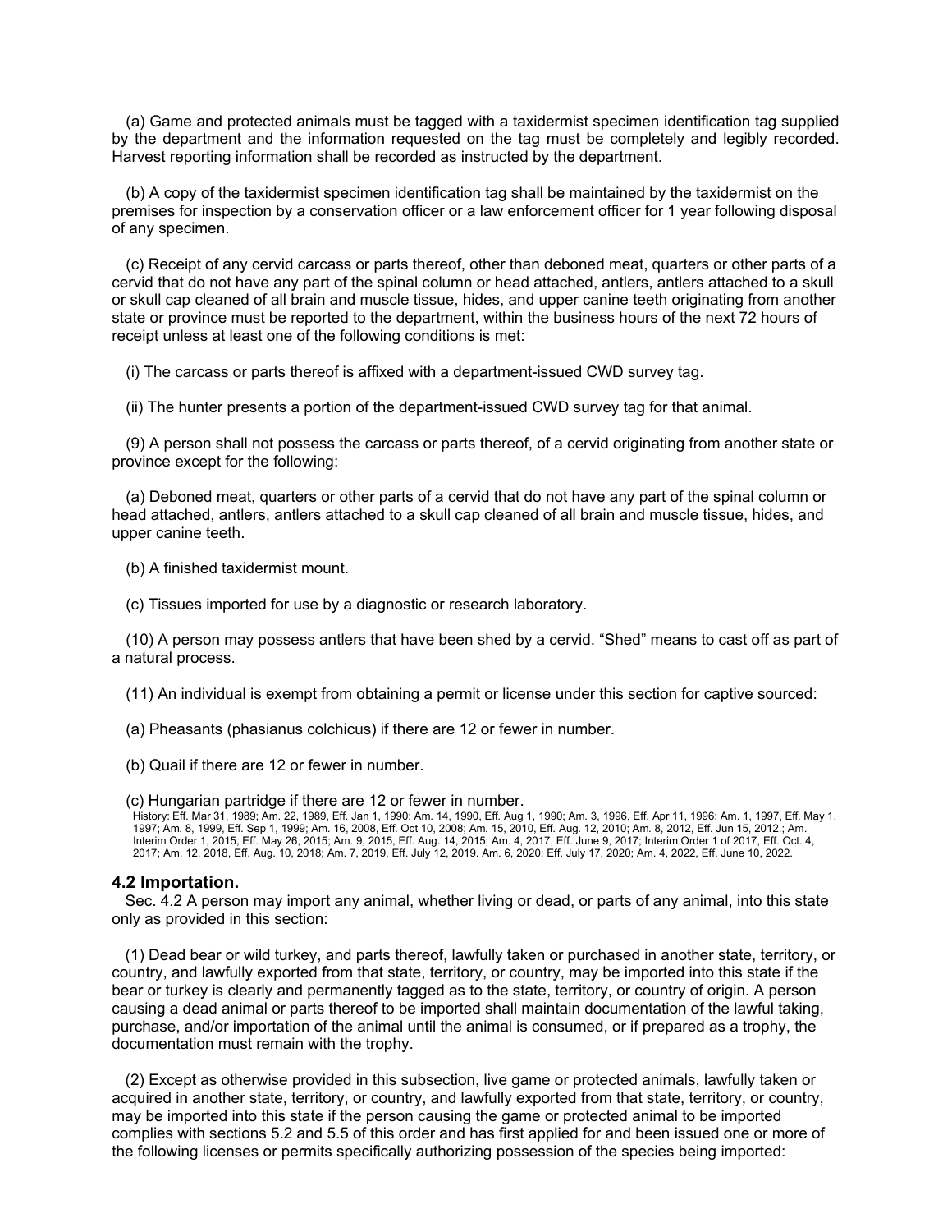(a) Game and protected animals must be tagged with a taxidermist specimen identification tag supplied by the department and the information requested on the tag must be completely and legibly recorded. Harvest reporting information shall be recorded as instructed by the department.

(b) A copy of the taxidermist specimen identification tag shall be maintained by the taxidermist on the premises for inspection by a conservation officer or a law enforcement officer for 1 year following disposal of any specimen.

(c) Receipt of any cervid carcass or parts thereof, other than deboned meat, quarters or other parts of a cervid that do not have any part of the spinal column or head attached, antlers, antlers attached to a skull or skull cap cleaned of all brain and muscle tissue, hides, and upper canine teeth originating from another state or province must be reported to the department, within the business hours of the next 72 hours of receipt unless at least one of the following conditions is met:

(i) The carcass or parts thereof is affixed with a department-issued CWD survey tag.

(ii) The hunter presents a portion of the department-issued CWD survey tag for that animal.

(9) A person shall not possess the carcass or parts thereof, of a cervid originating from another state or province except for the following:

(a) Deboned meat, quarters or other parts of a cervid that do not have any part of the spinal column or head attached, antlers, antlers attached to a skull cap cleaned of all brain and muscle tissue, hides, and upper canine teeth.

(b) A finished taxidermist mount.

(c) Tissues imported for use by a diagnostic or research laboratory.

(10) A person may possess antlers that have been shed by a cervid. "Shed" means to cast off as part of a natural process.

(11) An individual is exempt from obtaining a permit or license under this section for captive sourced:

(a) Pheasants (phasianus colchicus) if there are 12 or fewer in number.

(b) Quail if there are 12 or fewer in number.

(c) Hungarian partridge if there are 12 or fewer in number.

History: Eff. Mar 31, 1989; Am. 22, 1989, Eff. Jan 1, 1990; Am. 14, 1990, Eff. Aug 1, 1990; Am. 3, 1996, Eff. Apr 11, 1996; Am. 1, 1997, Eff. May 1, 1997; Am. 8, 1999, Eff. Sep 1, 1999; Am. 16, 2008, Eff. Oct 10, 2008; Am. 15, 2010, Eff. Aug. 12, 2010; Am. 8, 2012, Eff. Jun 15, 2012.; Am. Interim Order 1, 2015, Eff. May 26, 2015; Am. 9, 2015, Eff. Aug. 14, 2015; Am. 4, 2017, Eff. June 9, 2017; Interim Order 1 of 2017, Eff. Oct. 4, 2017; Am. 12, 2018, Eff. Aug. 10, 2018; Am. 7, 2019, Eff. July 12, 2019. Am. 6, 2020; Eff. July 17, 2020; Am. 4, 2022, Eff. June 10, 2022.

### 4.2 Importation.

Sec. 4.2 A person may import any animal, whether living or dead, or parts of any animal, into this state only as provided in this section:

(1) Dead bear or wild turkey, and parts thereof, lawfully taken or purchased in another state, territory, or country, and lawfully exported from that state, territory, or country, may be imported into this state if the bear or turkey is clearly and permanently tagged as to the state, territory, or country of origin. A person causing a dead animal or parts thereof to be imported shall maintain documentation of the lawful taking, purchase, and/or importation of the animal until the animal is consumed, or if prepared as a trophy, the documentation must remain with the trophy.

(2) Except as otherwise provided in this subsection, live game or protected animals, lawfully taken or acquired in another state, territory, or country, and lawfully exported from that state, territory, or country, may be imported into this state if the person causing the game or protected animal to be imported complies with sections 5.2 and 5.5 of this order and has first applied for and been issued one or more of the following licenses or permits specifically authorizing possession of the species being imported: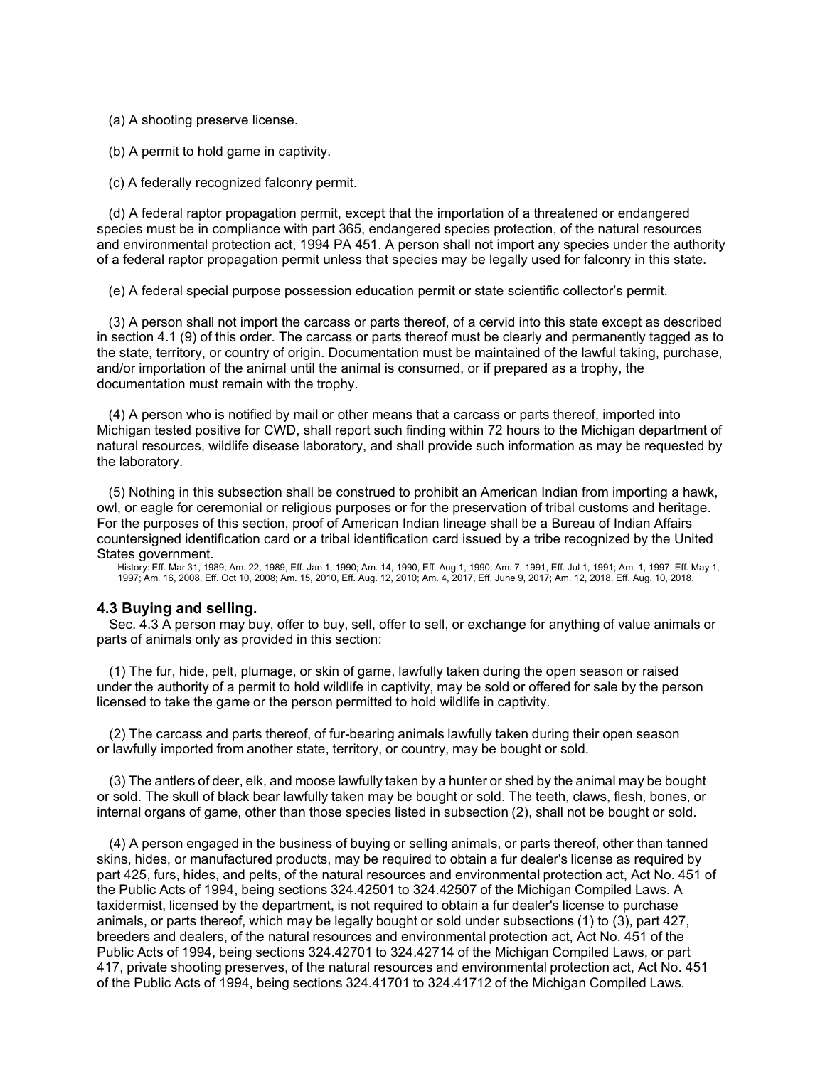(a) A shooting preserve license.

(b) A permit to hold game in captivity.

(c) A federally recognized falconry permit.

(d) A federal raptor propagation permit, except that the importation of a threatened or endangered species must be in compliance with part 365, endangered species protection, of the natural resources and environmental protection act, 1994 PA 451. A person shall not import any species under the authority of a federal raptor propagation permit unless that species may be legally used for falconry in this state.

(e) A federal special purpose possession education permit or state scientific collector's permit.

(3) A person shall not import the carcass or parts thereof, of a cervid into this state except as described in section 4.1 (9) of this order. The carcass or parts thereof must be clearly and permanently tagged as to the state, territory, or country of origin. Documentation must be maintained of the lawful taking, purchase, and/or importation of the animal until the animal is consumed, or if prepared as a trophy, the documentation must remain with the trophy.

(4) A person who is notified by mail or other means that a carcass or parts thereof, imported into Michigan tested positive for CWD, shall report such finding within 72 hours to the Michigan department of natural resources, wildlife disease laboratory, and shall provide such information as may be requested by the laboratory.

(5) Nothing in this subsection shall be construed to prohibit an American Indian from importing a hawk, owl, or eagle for ceremonial or religious purposes or for the preservation of tribal customs and heritage. For the purposes of this section, proof of American Indian lineage shall be a Bureau of Indian Affairs countersigned identification card or a tribal identification card issued by a tribe recognized by the United States government.

History: Eff. Mar 31, 1989; Am. 22, 1989, Eff. Jan 1, 1990; Am. 14, 1990, Eff. Aug 1, 1990; Am. 7, 1991, Eff. Jul 1, 1991; Am. 1, 1997, Eff. May 1, 1997; Am. 16, 2008, Eff. Oct 10, 2008; Am. 15, 2010, Eff. Aug. 12, 2010; Am. 4, 2017, Eff. June 9, 2017; Am. 12, 2018, Eff. Aug. 10, 2018.

### 4.3 Buying and selling.

Sec. 4.3 A person may buy, offer to buy, sell, offer to sell, or exchange for anything of value animals or parts of animals only as provided in this section:

(1) The fur, hide, pelt, plumage, or skin of game, lawfully taken during the open season or raised under the authority of a permit to hold wildlife in captivity, may be sold or offered for sale by the person licensed to take the game or the person permitted to hold wildlife in captivity.

(2) The carcass and parts thereof, of fur-bearing animals lawfully taken during their open season or lawfully imported from another state, territory, or country, may be bought or sold.

(3) The antlers of deer, elk, and moose lawfully taken by a hunter or shed by the animal may be bought or sold. The skull of black bear lawfully taken may be bought or sold. The teeth, claws, flesh, bones, or internal organs of game, other than those species listed in subsection (2), shall not be bought or sold.

(4) A person engaged in the business of buying or selling animals, or parts thereof, other than tanned skins, hides, or manufactured products, may be required to obtain a fur dealer's license as required by part 425, furs, hides, and pelts, of the natural resources and environmental protection act, Act No. 451 of the Public Acts of 1994, being sections 324.42501 to 324.42507 of the Michigan Compiled Laws. A taxidermist, licensed by the department, is not required to obtain a fur dealer's license to purchase animals, or parts thereof, which may be legally bought or sold under subsections (1) to (3), part 427, breeders and dealers, of the natural resources and environmental protection act, Act No. 451 of the Public Acts of 1994, being sections 324.42701 to 324.42714 of the Michigan Compiled Laws, or part 417, private shooting preserves, of the natural resources and environmental protection act, Act No. 451 of the Public Acts of 1994, being sections 324.41701 to 324.41712 of the Michigan Compiled Laws.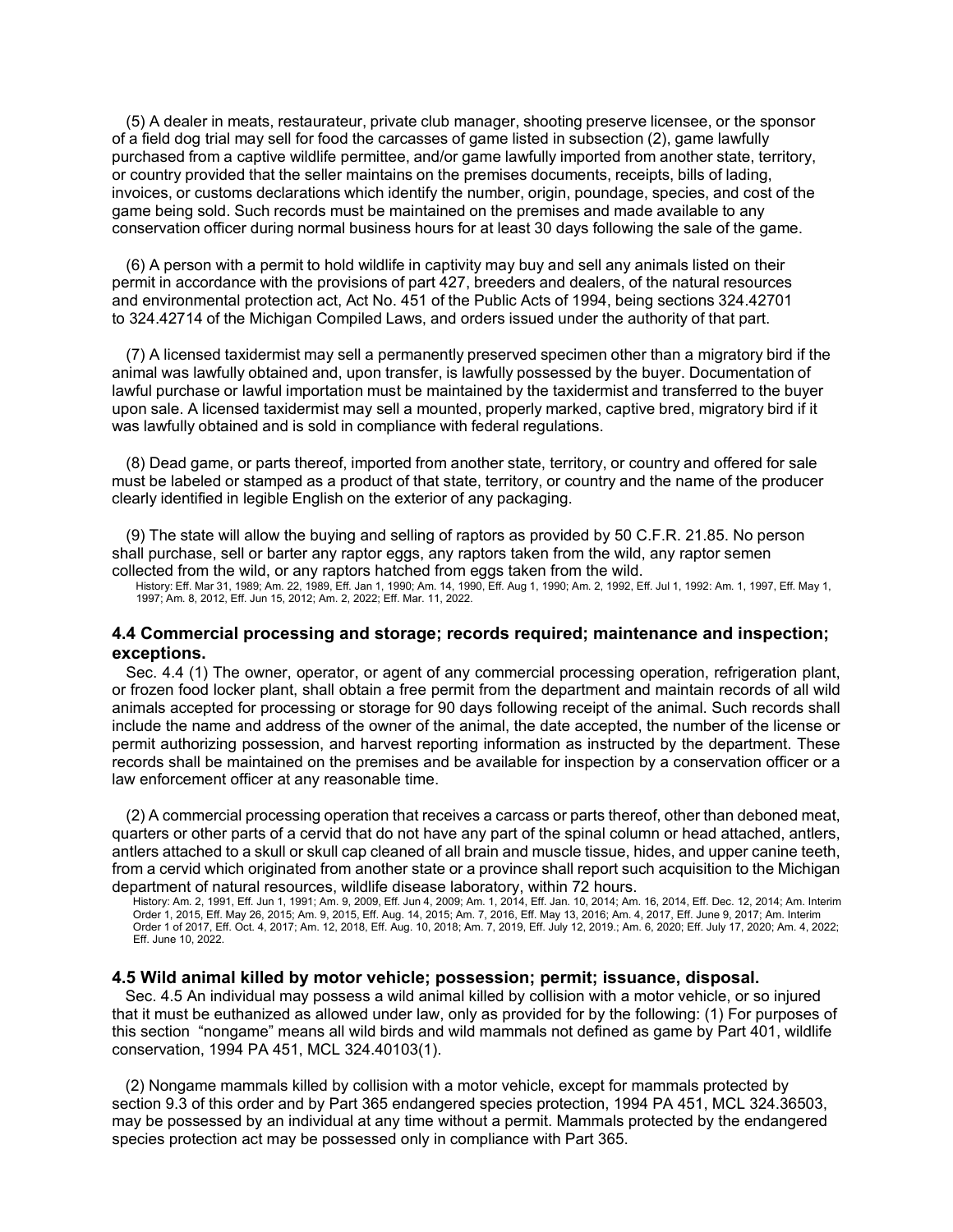(5) A dealer in meats, restaurateur, private club manager, shooting preserve licensee, or the sponsor of a field dog trial may sell for food the carcasses of game listed in subsection (2), game lawfully purchased from a captive wildlife permittee, and/or game lawfully imported from another state, territory, or country provided that the seller maintains on the premises documents, receipts, bills of lading, invoices, or customs declarations which identify the number, origin, poundage, species, and cost of the game being sold. Such records must be maintained on the premises and made available to any conservation officer during normal business hours for at least 30 days following the sale of the game.

(6) A person with a permit to hold wildlife in captivity may buy and sell any animals listed on their permit in accordance with the provisions of part 427, breeders and dealers, of the natural resources and environmental protection act, Act No. 451 of the Public Acts of 1994, being sections 324.42701 to 324.42714 of the Michigan Compiled Laws, and orders issued under the authority of that part.

(7) A licensed taxidermist may sell a permanently preserved specimen other than a migratory bird if the animal was lawfully obtained and, upon transfer, is lawfully possessed by the buyer. Documentation of lawful purchase or lawful importation must be maintained by the taxidermist and transferred to the buyer upon sale. A licensed taxidermist may sell a mounted, properly marked, captive bred, migratory bird if it was lawfully obtained and is sold in compliance with federal regulations.

(8) Dead game, or parts thereof, imported from another state, territory, or country and offered for sale must be labeled or stamped as a product of that state, territory, or country and the name of the producer clearly identified in legible English on the exterior of any packaging.

(9) The state will allow the buying and selling of raptors as provided by 50 C.F.R. 21.85. No person shall purchase, sell or barter any raptor eggs, any raptors taken from the wild, any raptor semen collected from the wild, or any raptors hatched from eggs taken from the wild.

History: Eff. Mar 31, 1989; Am. 22, 1989, Eff. Jan 1, 1990; Am. 14, 1990, Eff. Aug 1, 1990; Am. 2, 1992, Eff. Jul 1, 1992: Am. 1, 1997, Eff. May 1, 1997; Am. 8, 2012, Eff. Jun 15, 2012; Am. 2, 2022; Eff. Mar. 11, 2022.

### 4.4 Commercial processing and storage; records required; maintenance and inspection; exceptions.

Sec. 4.4 (1) The owner, operator, or agent of any commercial processing operation, refrigeration plant, or frozen food locker plant, shall obtain a free permit from the department and maintain records of all wild animals accepted for processing or storage for 90 days following receipt of the animal. Such records shall include the name and address of the owner of the animal, the date accepted, the number of the license or permit authorizing possession, and harvest reporting information as instructed by the department. These records shall be maintained on the premises and be available for inspection by a conservation officer or a law enforcement officer at any reasonable time.

(2) A commercial processing operation that receives a carcass or parts thereof, other than deboned meat, quarters or other parts of a cervid that do not have any part of the spinal column or head attached, antlers, antlers attached to a skull or skull cap cleaned of all brain and muscle tissue, hides, and upper canine teeth, from a cervid which originated from another state or a province shall report such acquisition to the Michigan department of natural resources, wildlife disease laboratory, within 72 hours.

History: Am. 2, 1991, Eff. Jun 1, 1991; Am. 9, 2009, Eff. Jun 4, 2009; Am. 1, 2014, Eff. Jan. 10, 2014; Am. 16, 2014, Eff. Dec. 12, 2014; Am. Interim Order 1, 2015, Eff. May 26, 2015; Am. 9, 2015, Eff. Aug. 14, 2015; Am. 7, 2016, Eff. May 13, 2016; Am. 4, 2017, Eff. June 9, 2017; Am. Interim Order 1 of 2017, Eff. Oct. 4, 2017; Am. 12, 2018, Eff. Aug. 10, 2018; Am. 7, 2019, Eff. July 12, 2019.; Am. 6, 2020; Eff. July 17, 2020; Am. 4, 2022; Eff. June 10, 2022.

### 4.5 Wild animal killed by motor vehicle; possession; permit; issuance, disposal.

Sec. 4.5 An individual may possess a wild animal killed by collision with a motor vehicle, or so injured that it must be euthanized as allowed under law, only as provided for by the following: (1) For purposes of this section "nongame" means all wild birds and wild mammals not defined as game by Part 401, wildlife conservation, 1994 PA 451, MCL 324.40103(1).

(2) Nongame mammals killed by collision with a motor vehicle, except for mammals protected by section 9.3 of this order and by Part 365 endangered species protection, 1994 PA 451, MCL 324.36503, may be possessed by an individual at any time without a permit. Mammals protected by the endangered species protection act may be possessed only in compliance with Part 365.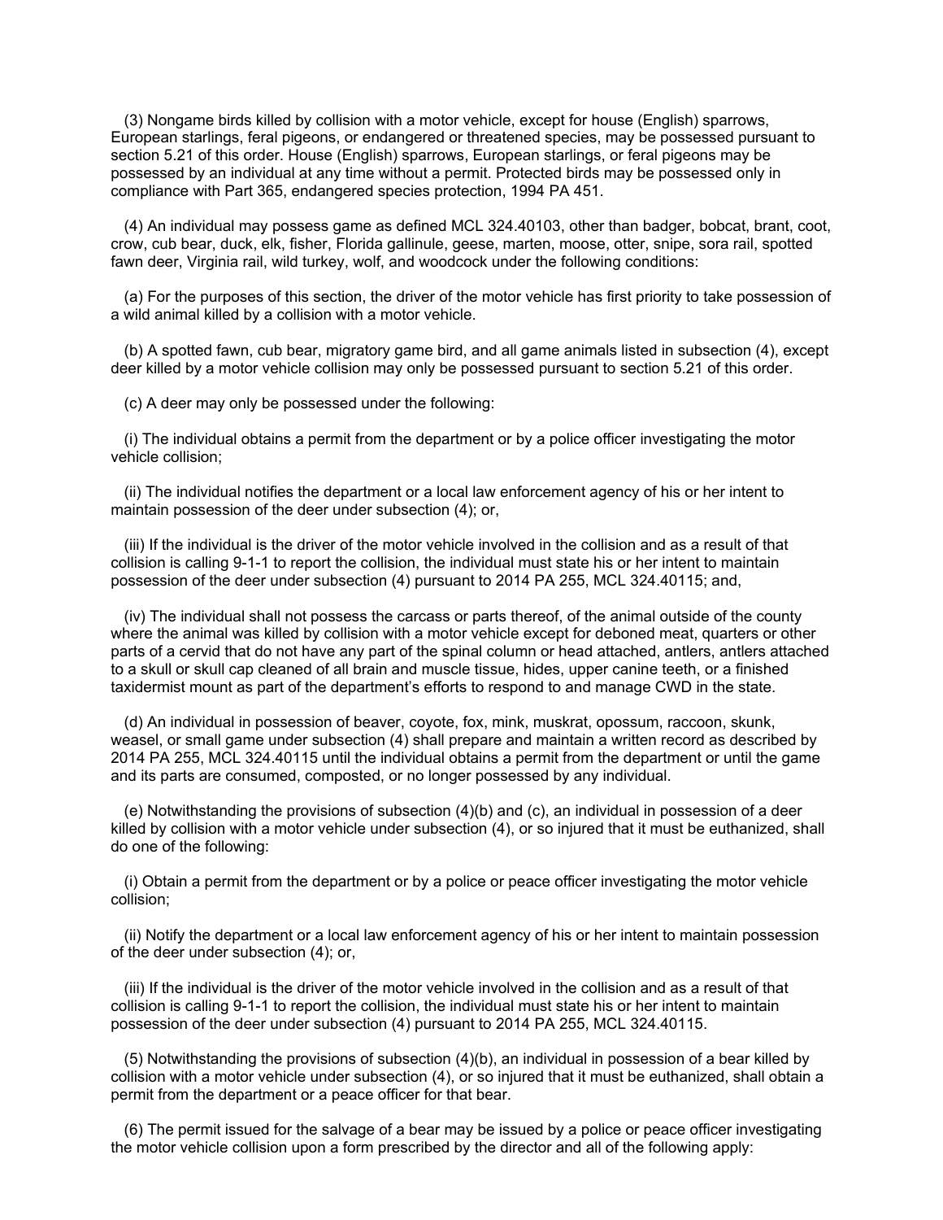(3) Nongame birds killed by collision with a motor vehicle, except for house (English) sparrows, European starlings, feral pigeons, or endangered or threatened species, may be possessed pursuant to section 5.21 of this order. House (English) sparrows, European starlings, or feral pigeons may be possessed by an individual at any time without a permit. Protected birds may be possessed only in compliance with Part 365, endangered species protection, 1994 PA 451.

(4) An individual may possess game as defined MCL 324.40103, other than badger, bobcat, brant, coot, crow, cub bear, duck, elk, fisher, Florida gallinule, geese, marten, moose, otter, snipe, sora rail, spotted fawn deer, Virginia rail, wild turkey, wolf, and woodcock under the following conditions:

(a) For the purposes of this section, the driver of the motor vehicle has first priority to take possession of a wild animal killed by a collision with a motor vehicle.

(b) A spotted fawn, cub bear, migratory game bird, and all game animals listed in subsection (4), except deer killed by a motor vehicle collision may only be possessed pursuant to section 5.21 of this order.

(c) A deer may only be possessed under the following:

(i) The individual obtains a permit from the department or by a police officer investigating the motor vehicle collision;

(ii) The individual notifies the department or a local law enforcement agency of his or her intent to maintain possession of the deer under subsection (4); or,

(iii) If the individual is the driver of the motor vehicle involved in the collision and as a result of that collision is calling 9-1-1 to report the collision, the individual must state his or her intent to maintain possession of the deer under subsection (4) pursuant to 2014 PA 255, MCL 324.40115; and,

(iv) The individual shall not possess the carcass or parts thereof, of the animal outside of the county where the animal was killed by collision with a motor vehicle except for deboned meat, quarters or other parts of a cervid that do not have any part of the spinal column or head attached, antlers, antlers attached to a skull or skull cap cleaned of all brain and muscle tissue, hides, upper canine teeth, or a finished taxidermist mount as part of the department's efforts to respond to and manage CWD in the state.

(d) An individual in possession of beaver, coyote, fox, mink, muskrat, opossum, raccoon, skunk, weasel, or small game under subsection (4) shall prepare and maintain a written record as described by 2014 PA 255, MCL 324.40115 until the individual obtains a permit from the department or until the game and its parts are consumed, composted, or no longer possessed by any individual.

(e) Notwithstanding the provisions of subsection (4)(b) and (c), an individual in possession of a deer killed by collision with a motor vehicle under subsection (4), or so injured that it must be euthanized, shall do one of the following:

(i) Obtain a permit from the department or by a police or peace officer investigating the motor vehicle collision;

(ii) Notify the department or a local law enforcement agency of his or her intent to maintain possession of the deer under subsection (4); or,

(iii) If the individual is the driver of the motor vehicle involved in the collision and as a result of that collision is calling 9-1-1 to report the collision, the individual must state his or her intent to maintain possession of the deer under subsection (4) pursuant to 2014 PA 255, MCL 324.40115.

(5) Notwithstanding the provisions of subsection (4)(b), an individual in possession of a bear killed by collision with a motor vehicle under subsection (4), or so injured that it must be euthanized, shall obtain a permit from the department or a peace officer for that bear.

(6) The permit issued for the salvage of a bear may be issued by a police or peace officer investigating the motor vehicle collision upon a form prescribed by the director and all of the following apply: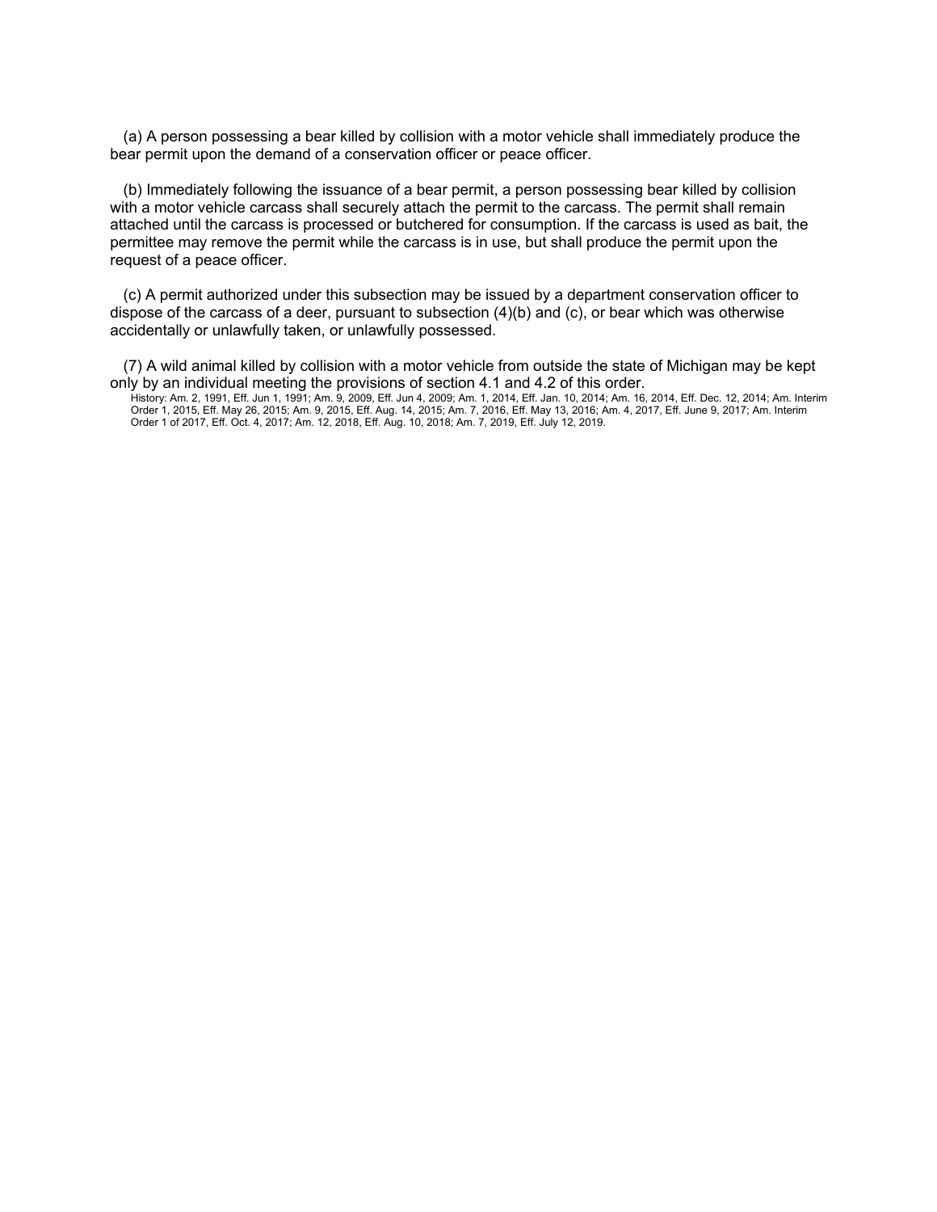(a) A person possessing a bear killed by collision with a motor vehicle shall immediately produce the bear permit upon the demand of a conservation officer or peace officer.

(b) Immediately following the issuance of a bear permit, a person possessing bear killed by collision with a motor vehicle carcass shall securely attach the permit to the carcass. The permit shall remain attached until the carcass is processed or butchered for consumption. If the carcass is used as bait, the permittee may remove the permit while the carcass is in use, but shall produce the permit upon the request of a peace officer.

(c) A permit authorized under this subsection may be issued by a department conservation officer to dispose of the carcass of a deer, pursuant to subsection (4)(b) and (c), or bear which was otherwise accidentally or unlawfully taken, or unlawfully possessed.

(7) A wild animal killed by collision with a motor vehicle from outside the state of Michigan may be kept only by an individual meeting the provisions of section 4.1 and 4.2 of this order.

History: Am. 2, 1991, Eff. Jun 1, 1991; Am. 9, 2009, Eff. Jun 4, 2009; Am. 1, 2014, Eff. Jan. 10, 2014; Am. 16, 2014, Eff. Dec. 12, 2014; Am. Interim Order 1, 2015, Eff. May 26, 2015; Am. 9, 2015, Eff. Aug. 14, 2015; Am. 7, 2016, Eff. May 13, 2016; Am. 4, 2017, Eff. June 9, 2017; Am. Interim Order 1 of 2017, Eff. Oct. 4, 2017; Am. 12, 2018, Eff. Aug. 10, 2018; Am. 7, 2019, Eff. July 12, 2019.